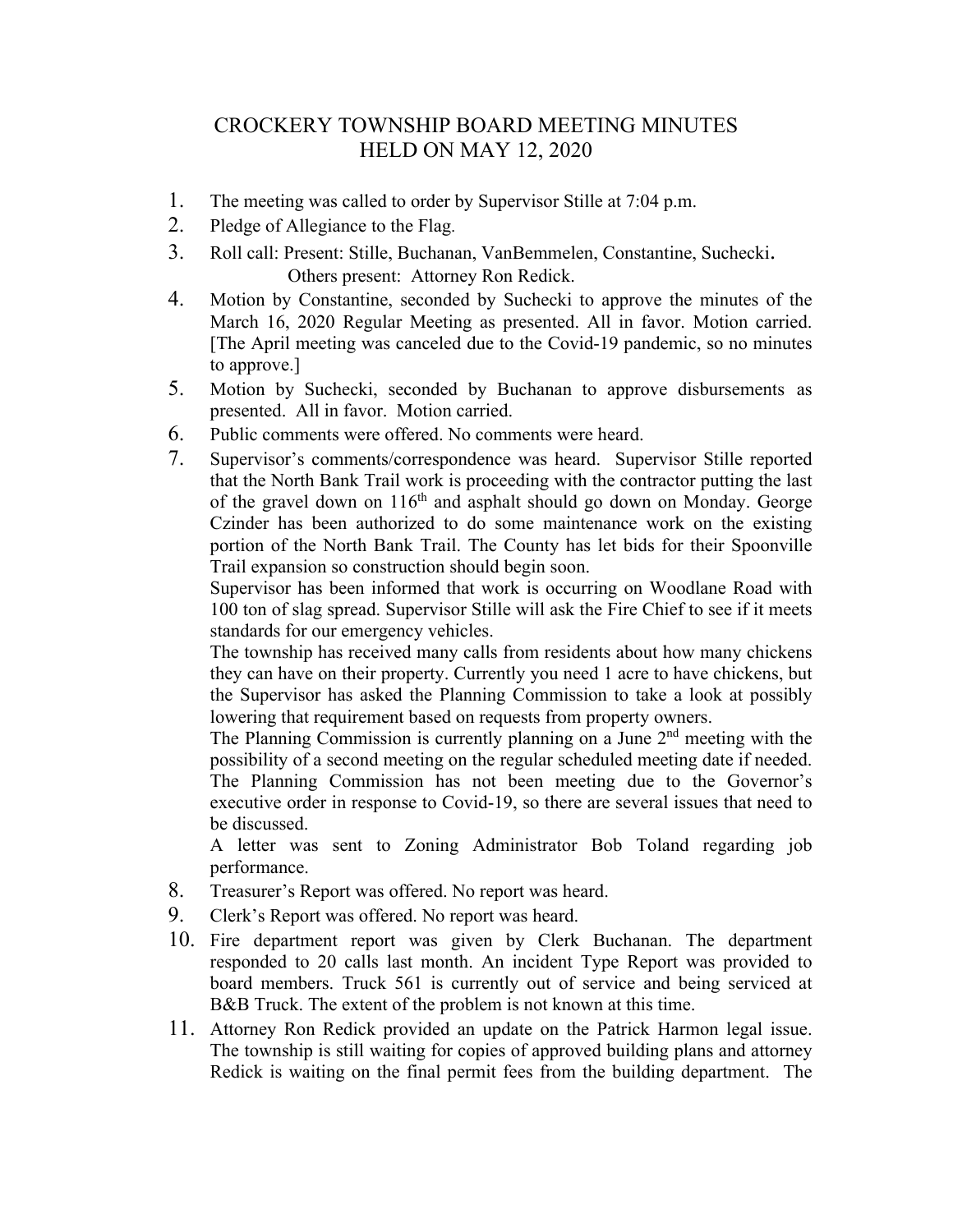# CROCKERY TOWNSHIP BOARD MEETING MINUTES
# HELD ON MAY 12, 2020

1. The meeting was called to order by Supervisor Stille at 7:04 p.m.
2. Pledge of Allegiance to the Flag.
3. Roll call: Present: Stille, Buchanan, VanBemmelen, Constantine, Suchecki.
   Others present: Attorney Ron Redick.
4. Motion by Constantine, seconded by Suchecki to approve the minutes of the March 16, 2020 Regular Meeting as presented. All in favor. Motion carried. [The April meeting was canceled due to the Covid-19 pandemic, so no minutes to approve.]
5. Motion by Suchecki, seconded by Buchanan to approve disbursements as presented. All in favor. Motion carried.
6. Public comments were offered. No comments were heard.
7. Supervisor's comments/correspondence was heard. Supervisor Stille reported that the North Bank Trail work is proceeding with the contractor putting the last of the gravel down on 116th and asphalt should go down on Monday. George Czinder has been authorized to do some maintenance work on the existing portion of the North Bank Trail. The County has let bids for their Spoonville Trail expansion so construction should begin soon.

   Supervisor has been informed that work is occurring on Woodlane Road with 100 ton of slag spread. Supervisor Stille will ask the Fire Chief to see if it meets standards for our emergency vehicles.

   The township has received many calls from residents about how many chickens they can have on their property. Currently you need 1 acre to have chickens, but the Supervisor has asked the Planning Commission to take a look at possibly lowering that requirement based on requests from property owners.

   The Planning Commission is currently planning on a June 2nd meeting with the possibility of a second meeting on the regular scheduled meeting date if needed. The Planning Commission has not been meeting due to the Governor's executive order in response to Covid-19, so there are several issues that need to be discussed.

   A letter was sent to Zoning Administrator Bob Toland regarding job performance.
8. Treasurer's Report was offered. No report was heard.
9. Clerk's Report was offered. No report was heard.
10. Fire department report was given by Clerk Buchanan. The department responded to 20 calls last month. An incident Type Report was provided to board members. Truck 561 is currently out of service and being serviced at B&B Truck. The extent of the problem is not known at this time.
11. Attorney Ron Redick provided an update on the Patrick Harmon legal issue. The township is still waiting for copies of approved building plans and attorney Redick is waiting on the final permit fees from the building department. The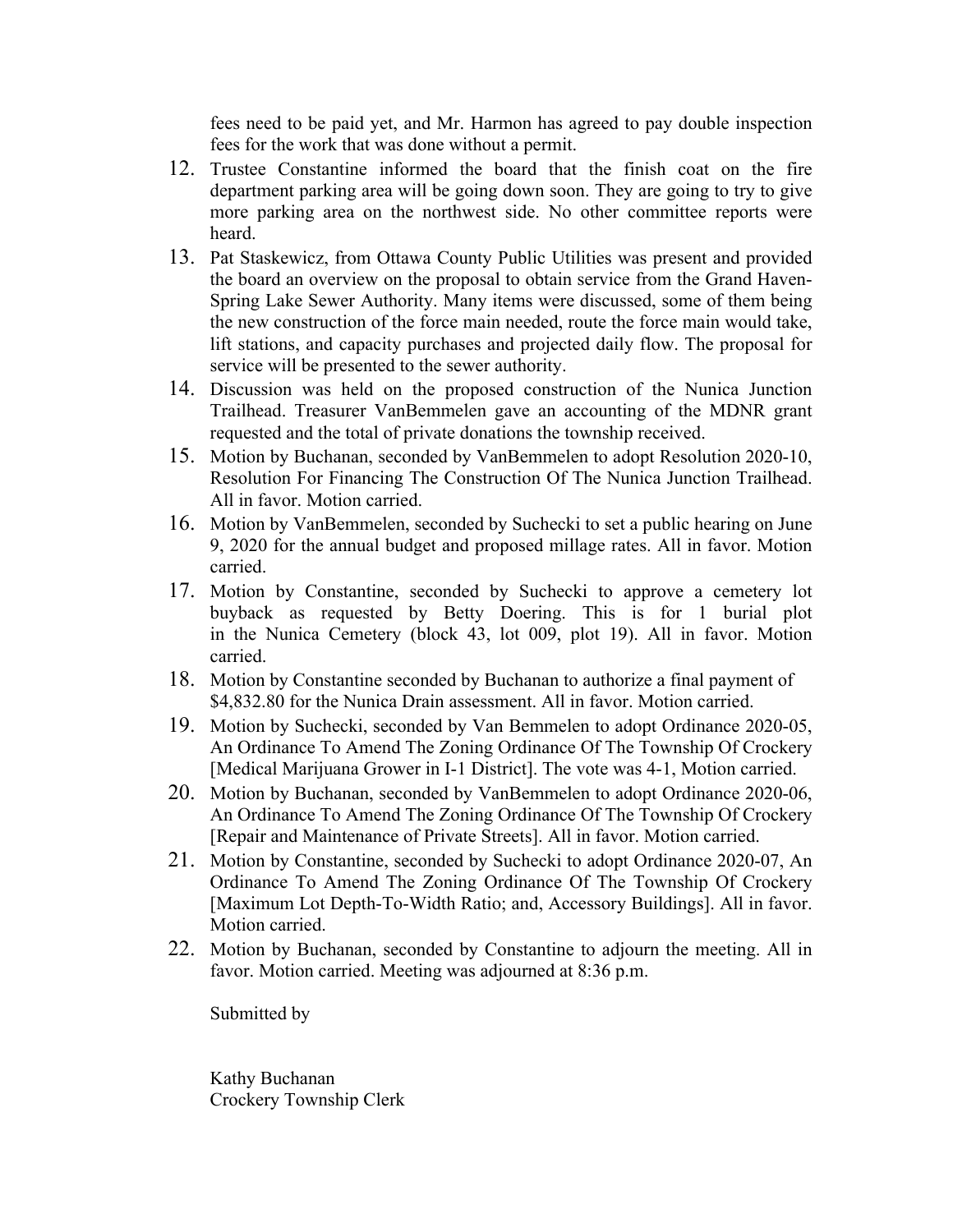fees need to be paid yet, and Mr. Harmon has agreed to pay double inspection fees for the work that was done without a permit.

12. Trustee Constantine informed the board that the finish coat on the fire department parking area will be going down soon. They are going to try to give more parking area on the northwest side. No other committee reports were heard.
13. Pat Staskewicz, from Ottawa County Public Utilities was present and provided the board an overview on the proposal to obtain service from the Grand Haven-Spring Lake Sewer Authority. Many items were discussed, some of them being the new construction of the force main needed, route the force main would take, lift stations, and capacity purchases and projected daily flow. The proposal for service will be presented to the sewer authority.
14. Discussion was held on the proposed construction of the Nunica Junction Trailhead. Treasurer VanBemmelen gave an accounting of the MDNR grant requested and the total of private donations the township received.
15. Motion by Buchanan, seconded by VanBemmelen to adopt Resolution 2020-10, Resolution For Financing The Construction Of The Nunica Junction Trailhead. All in favor. Motion carried.
16. Motion by VanBemmelen, seconded by Suchecki to set a public hearing on June 9, 2020 for the annual budget and proposed millage rates. All in favor. Motion carried.
17. Motion by Constantine, seconded by Suchecki to approve a cemetery lot buyback as requested by Betty Doering. This is for 1 burial plot in the Nunica Cemetery (block 43, lot 009, plot 19). All in favor. Motion carried.
18. Motion by Constantine seconded by Buchanan to authorize a final payment of $4,832.80 for the Nunica Drain assessment. All in favor. Motion carried.
19. Motion by Suchecki, seconded by Van Bemmelen to adopt Ordinance 2020-05, An Ordinance To Amend The Zoning Ordinance Of The Township Of Crockery [Medical Marijuana Grower in I-1 District]. The vote was 4-1, Motion carried.
20. Motion by Buchanan, seconded by VanBemmelen to adopt Ordinance 2020-06, An Ordinance To Amend The Zoning Ordinance Of The Township Of Crockery [Repair and Maintenance of Private Streets]. All in favor. Motion carried.
21. Motion by Constantine, seconded by Suchecki to adopt Ordinance 2020-07, An Ordinance To Amend The Zoning Ordinance Of The Township Of Crockery [Maximum Lot Depth-To-Width Ratio; and, Accessory Buildings]. All in favor. Motion carried.
22. Motion by Buchanan, seconded by Constantine to adjourn the meeting. All in favor. Motion carried. Meeting was adjourned at 8:36 p.m.

Submitted by

Kathy Buchanan
Crockery Township Clerk